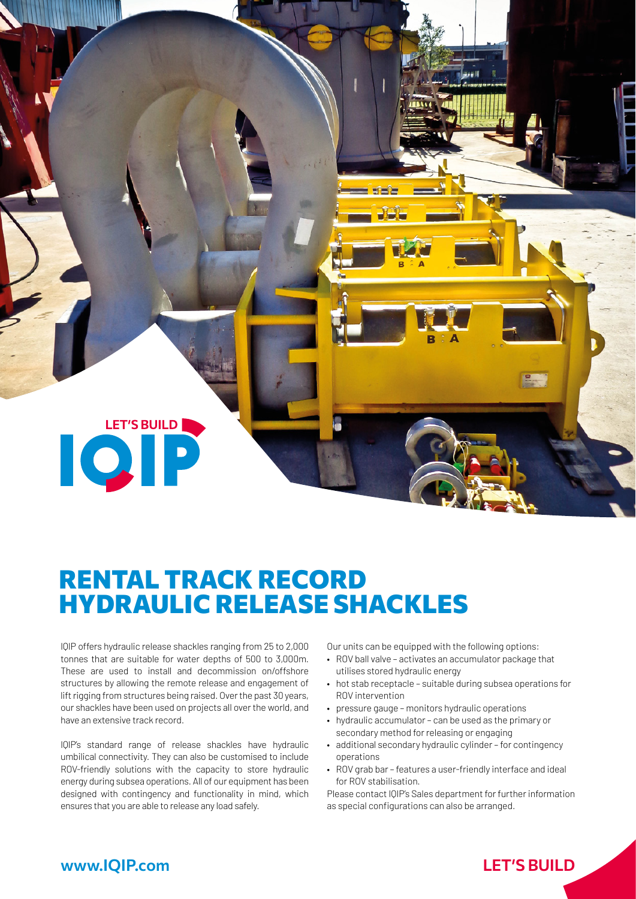# RENTAL TRACK RECORD HYDRAULIC RELEASE SHACKLES

IQIP offers hydraulic release shackles ranging from 25 to 2,000 tonnes that are suitable for water depths of 500 to 3,000m. These are used to install and decommission on/offshore structures by allowing the remote release and engagement of lift rigging from structures being raised. Over the past 30 years, our shackles have been used on projects all over the world, and have an extensive track record.

IQIP's standard range of release shackles have hydraulic umbilical connectivity. They can also be customised to include ROV-friendly solutions with the capacity to store hydraulic energy during subsea operations. All of our equipment has been designed with contingency and functionality in mind, which ensures that you are able to release any load safely.

Our units can be equipped with the following options:

- ROV ball valve – activates an accumulator package that utilises stored hydraulic energy
- hot stab receptacle – suitable during subsea operations for ROV intervention
- pressure gauge – monitors hydraulic operations
- hydraulic accumulator – can be used as the primary or secondary method for releasing or engaging
- additional secondary hydraulic cylinder – for contingency operations
- ROV grab bar – features a user-friendly interface and ideal for ROV stabilisation.

Please contact IQIP's Sales department for further information as special configurations can also be arranged.

**www.IQIP.com**

**LET'S BUILD**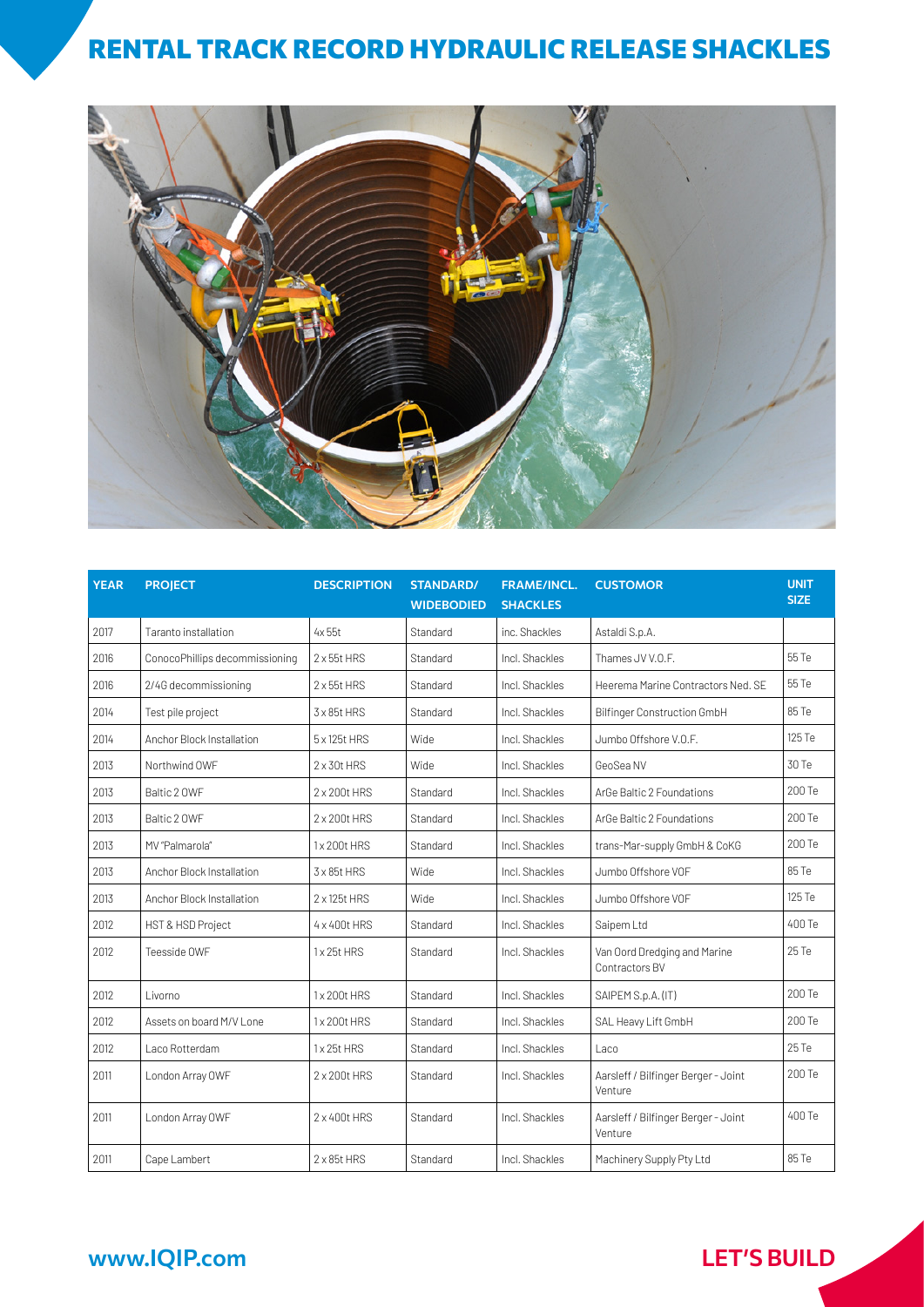# RENTAL TRACK RECORD HYDRAULIC RELEASE SHACKLES

| YEAR | PROJECT | DESCRIPTION | STANDARD/ WIDEBODIED | FRAME/INCL. SHACKLES | CUSTOMOR | UNIT SIZE |
|---|---|---|---|---|---|---|
| 2017 | Taranto installation | 4x 55t | Standard | inc. Shackles | Astaldi S.p.A. | |
| 2016 | ConocoPhillips decommissioning | 2 x 55t HRS | Standard | Incl. Shackles | Thames JV V.O.F. | 55 Te |
| 2016 | 2/4G decommissioning | 2 x 55t HRS | Standard | Incl. Shackles | Heerema Marine Contractors Ned. SE | 55 Te |
| 2014 | Test pile project | 3 x 85t HRS | Standard | Incl. Shackles | Bilfinger Construction GmbH | 85 Te |
| 2014 | Anchor Block Installation | 5 x 125t HRS | Wide | Incl. Shackles | Jumbo Offshore V.O.F. | 125 Te |
| 2013 | Northwind OWF | 2 x 30t HRS | Wide | Incl. Shackles | GeoSea NV | 30 Te |
| 2013 | Baltic 2 OWF | 2 x 200t HRS | Standard | Incl. Shackles | ArGe Baltic 2 Foundations | 200 Te |
| 2013 | Baltic 2 OWF | 2 x 200t HRS | Standard | Incl. Shackles | ArGe Baltic 2 Foundations | 200 Te |
| 2013 | MV "Palmarola" | 1 x 200t HRS | Standard | Incl. Shackles | trans-Mar-supply GmbH & CoKG | 200 Te |
| 2013 | Anchor Block Installation | 3 x 85t HRS | Wide | Incl. Shackles | Jumbo Offshore VOF | 85 Te |
| 2013 | Anchor Block Installation | 2 x 125t HRS | Wide | Incl. Shackles | Jumbo Offshore VOF | 125 Te |
| 2012 | HST & HSD Project | 4 x 400t HRS | Standard | Incl. Shackles | Saipem Ltd | 400 Te |
| 2012 | Teesside OWF | 1 x 25t HRS | Standard | Incl. Shackles | Van Oord Dredging and Marine Contractors BV | 25 Te |
| 2012 | Livorno | 1 x 200t HRS | Standard | Incl. Shackles | SAIPEM S.p.A. (IT) | 200 Te |
| 2012 | Assets on board M/V Lone | 1 x 200t HRS | Standard | Incl. Shackles | SAL Heavy Lift GmbH | 200 Te |
| 2012 | Laco Rotterdam | 1 x 25t HRS | Standard | Incl. Shackles | Laco | 25 Te |
| 2011 | London Array OWF | 2 x 200t HRS | Standard | Incl. Shackles | Aarsleff / Bilfinger Berger - Joint Venture | 200 Te |
| 2011 | London Array OWF | 2 x 400t HRS | Standard | Incl. Shackles | Aarsleff / Bilfinger Berger - Joint Venture | 400 Te |
| 2011 | Cape Lambert | 2 x 85t HRS | Standard | Incl. Shackles | Machinery Supply Pty Ltd | 85 Te |

www.IQIP.com

LET'S BUILD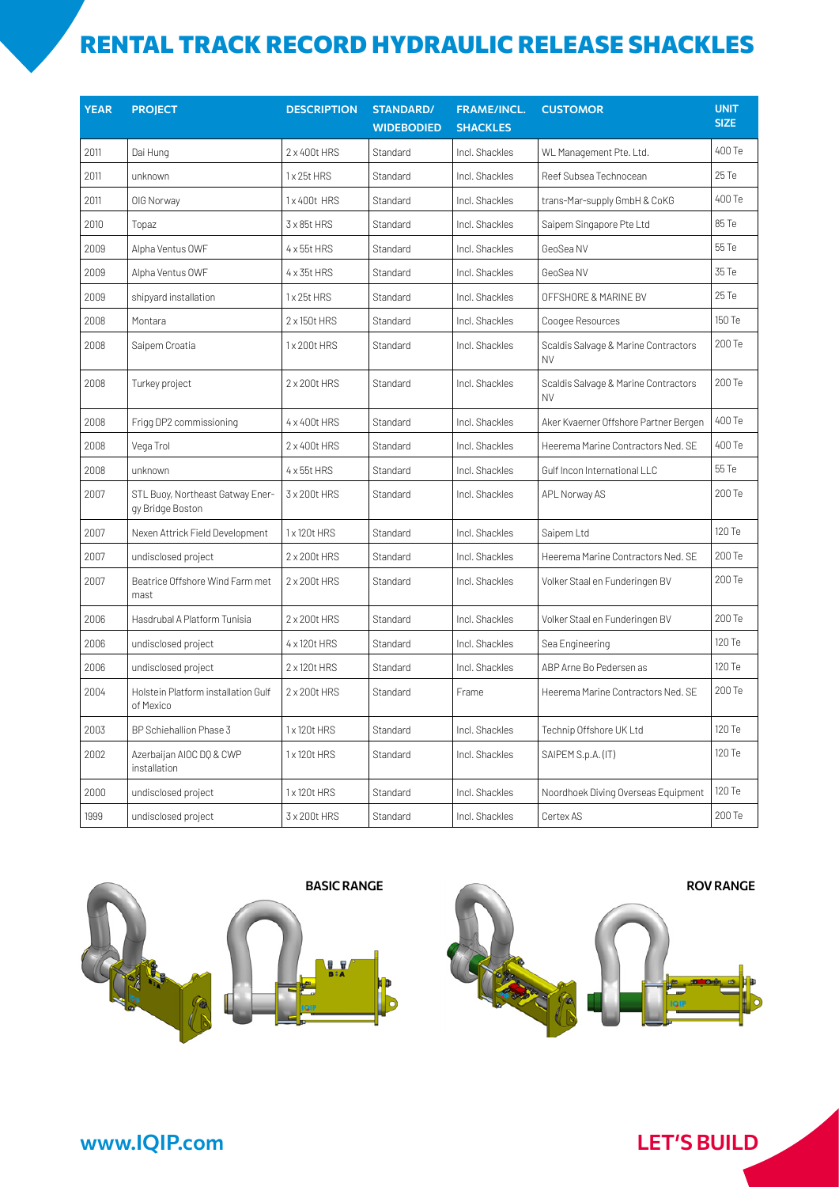# RENTAL TRACK RECORD HYDRAULIC RELEASE SHACKLES

| YEAR | PROJECT | DESCRIPTION | STANDARD/ WIDEBODIED | FRAME/INCL. SHACKLES | CUSTOMOR | UNIT SIZE |
|---|---|---|---|---|---|---|
| 2011 | Dai Hung | 2 x 400t HRS | Standard | Incl. Shackles | WL Management Pte. Ltd. | 400 Te |
| 2011 | unknown | 1 x 25t HRS | Standard | Incl. Shackles | Reef Subsea Technocean | 25 Te |
| 2011 | OIG Norway | 1 x 400t HRS | Standard | Incl. Shackles | trans-Mar-supply GmbH & CoKG | 400 Te |
| 2010 | Topaz | 3 x 85t HRS | Standard | Incl. Shackles | Saipem Singapore Pte Ltd | 85 Te |
| 2009 | Alpha Ventus OWF | 4 x 55t HRS | Standard | Incl. Shackles | GeoSea NV | 55 Te |
| 2009 | Alpha Ventus OWF | 4 x 35t HRS | Standard | Incl. Shackles | GeoSea NV | 35 Te |
| 2009 | shipyard installation | 1 x 25t HRS | Standard | Incl. Shackles | OFFSHORE & MARINE BV | 25 Te |
| 2008 | Montara | 2 x 150t HRS | Standard | Incl. Shackles | Coogee Resources | 150 Te |
| 2008 | Saipem Croatia | 1 x 200t HRS | Standard | Incl. Shackles | Scaldis Salvage & Marine Contractors NV | 200 Te |
| 2008 | Turkey project | 2 x 200t HRS | Standard | Incl. Shackles | Scaldis Salvage & Marine Contractors NV | 200 Te |
| 2008 | Frigg DP2 commissioning | 4 x 400t HRS | Standard | Incl. Shackles | Aker Kvaerner Offshore Partner Bergen | 400 Te |
| 2008 | Vega Trol | 2 x 400t HRS | Standard | Incl. Shackles | Heerema Marine Contractors Ned. SE | 400 Te |
| 2008 | unknown | 4 x 55t HRS | Standard | Incl. Shackles | Gulf Incon International LLC | 55 Te |
| 2007 | STL Buoy, Northeast Gatway Energy Bridge Boston | 3 x 200t HRS | Standard | Incl. Shackles | APL Norway AS | 200 Te |
| 2007 | Nexen Attrick Field Development | 1 x 120t HRS | Standard | Incl. Shackles | Saipem Ltd | 120 Te |
| 2007 | undisclosed project | 2 x 200t HRS | Standard | Incl. Shackles | Heerema Marine Contractors Ned. SE | 200 Te |
| 2007 | Beatrice Offshore Wind Farm met mast | 2 x 200t HRS | Standard | Incl. Shackles | Volker Staal en Funderingen BV | 200 Te |
| 2006 | Hasdrubal A Platform Tunisia | 2 x 200t HRS | Standard | Incl. Shackles | Volker Staal en Funderingen BV | 200 Te |
| 2006 | undisclosed project | 4 x 120t HRS | Standard | Incl. Shackles | Sea Engineering | 120 Te |
| 2006 | undisclosed project | 2 x 120t HRS | Standard | Incl. Shackles | ABP Arne Bo Pedersen as | 120 Te |
| 2004 | Holstein Platform installation Gulf of Mexico | 2 x 200t HRS | Standard | Frame | Heerema Marine Contractors Ned. SE | 200 Te |
| 2003 | BP Schiehallion Phase 3 | 1 x 120t HRS | Standard | Incl. Shackles | Technip Offshore UK Ltd | 120 Te |
| 2002 | Azerbaijan AIOC DQ & CWP installation | 1 x 120t HRS | Standard | Incl. Shackles | SAIPEM S.p.A. (IT) | 120 Te |
| 2000 | undisclosed project | 1 x 120t HRS | Standard | Incl. Shackles | Noordhoek Diving Overseas Equipment | 120 Te |
| 1999 | undisclosed project | 3 x 200t HRS | Standard | Incl. Shackles | Certex AS | 200 Te |

BASIC RANGE

ROV RANGE

www.IQIP.com

LET'S BUILD